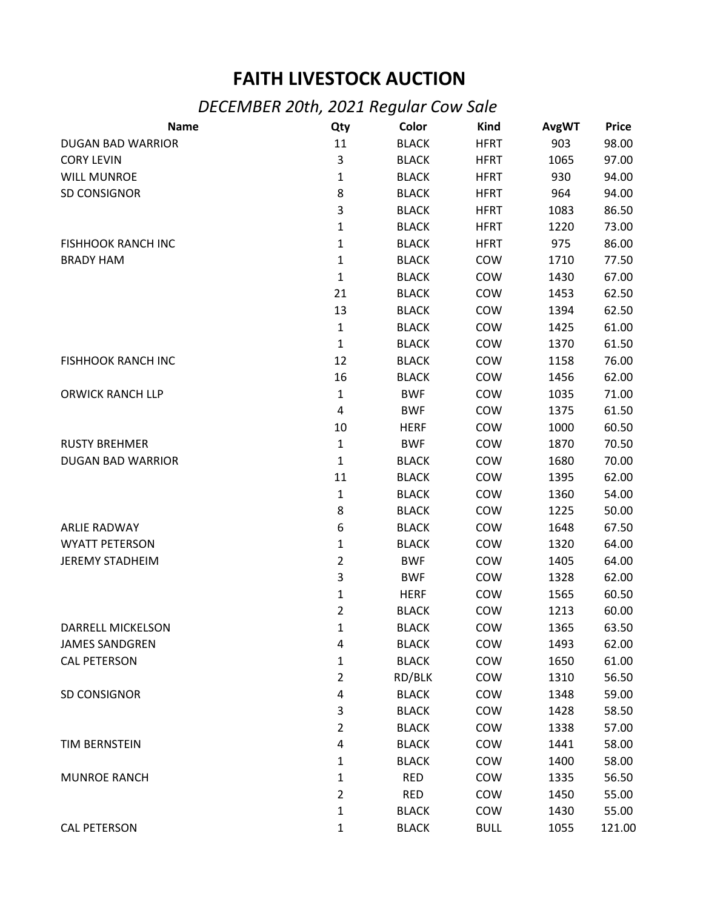# FAITH LIVESTOCK AUCTION

## *DECEMBER 20th, 2021 Regular Cow Sale*

| Name | Qty | Color | Kind | AvgWT | Price |
|---|---|---|---|---|---|
| DUGAN BAD WARRIOR | 11 | BLACK | HFRT | 903 | 98.00 |
| CORY LEVIN | 3 | BLACK | HFRT | 1065 | 97.00 |
| WILL MUNROE | 1 | BLACK | HFRT | 930 | 94.00 |
| SD CONSIGNOR | 8 | BLACK | HFRT | 964 | 94.00 |
| | 3 | BLACK | HFRT | 1083 | 86.50 |
| | 1 | BLACK | HFRT | 1220 | 73.00 |
| FISHHOOK RANCH INC | 1 | BLACK | HFRT | 975 | 86.00 |
| BRADY HAM | 1 | BLACK | COW | 1710 | 77.50 |
| | 1 | BLACK | COW | 1430 | 67.00 |
| | 21 | BLACK | COW | 1453 | 62.50 |
| | 13 | BLACK | COW | 1394 | 62.50 |
| | 1 | BLACK | COW | 1425 | 61.00 |
| | 1 | BLACK | COW | 1370 | 61.50 |
| FISHHOOK RANCH INC | 12 | BLACK | COW | 1158 | 76.00 |
| | 16 | BLACK | COW | 1456 | 62.00 |
| ORWICK RANCH LLP | 1 | BWF | COW | 1035 | 71.00 |
| | 4 | BWF | COW | 1375 | 61.50 |
| | 10 | HERF | COW | 1000 | 60.50 |
| RUSTY BREHMER | 1 | BWF | COW | 1870 | 70.50 |
| DUGAN BAD WARRIOR | 1 | BLACK | COW | 1680 | 70.00 |
| | 11 | BLACK | COW | 1395 | 62.00 |
| | 1 | BLACK | COW | 1360 | 54.00 |
| | 8 | BLACK | COW | 1225 | 50.00 |
| ARLIE RADWAY | 6 | BLACK | COW | 1648 | 67.50 |
| WYATT PETERSON | 1 | BLACK | COW | 1320 | 64.00 |
| JEREMY STADHEIM | 2 | BWF | COW | 1405 | 64.00 |
| | 3 | BWF | COW | 1328 | 62.00 |
| | 1 | HERF | COW | 1565 | 60.50 |
| | 2 | BLACK | COW | 1213 | 60.00 |
| DARRELL MICKELSON | 1 | BLACK | COW | 1365 | 63.50 |
| JAMES SANDGREN | 4 | BLACK | COW | 1493 | 62.00 |
| CAL PETERSON | 1 | BLACK | COW | 1650 | 61.00 |
| | 2 | RD/BLK | COW | 1310 | 56.50 |
| SD CONSIGNOR | 4 | BLACK | COW | 1348 | 59.00 |
| | 3 | BLACK | COW | 1428 | 58.50 |
| | 2 | BLACK | COW | 1338 | 57.00 |
| TIM BERNSTEIN | 4 | BLACK | COW | 1441 | 58.00 |
| | 1 | BLACK | COW | 1400 | 58.00 |
| MUNROE RANCH | 1 | RED | COW | 1335 | 56.50 |
| | 2 | RED | COW | 1450 | 55.00 |
| | 1 | BLACK | COW | 1430 | 55.00 |
| CAL PETERSON | 1 | BLACK | BULL | 1055 | 121.00 |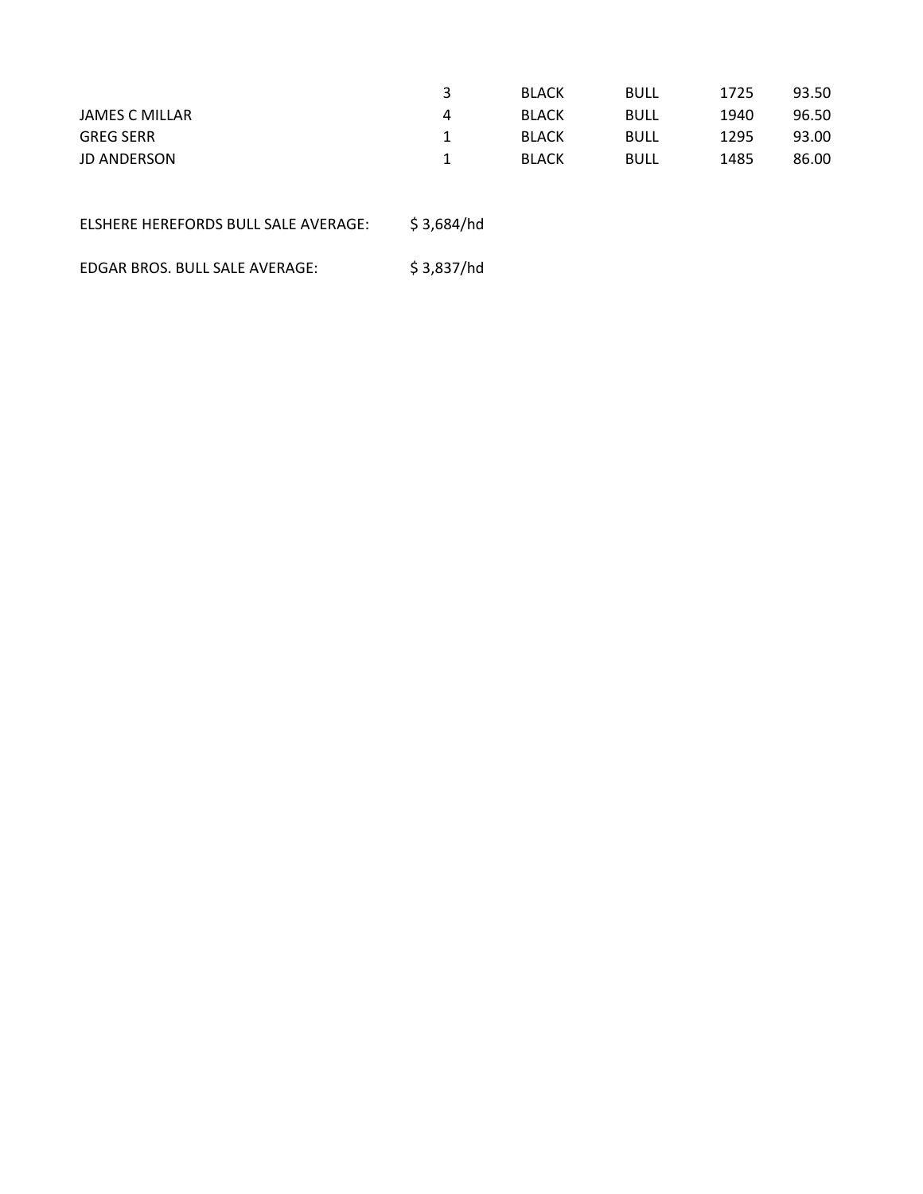| | | | | | |
|---|---|---|---|---|---|
| | 3 | BLACK | BULL | 1725 | 93.50 |
| JAMES C MILLAR | 4 | BLACK | BULL | 1940 | 96.50 |
| GREG SERR | 1 | BLACK | BULL | 1295 | 93.00 |
| JD ANDERSON | 1 | BLACK | BULL | 1485 | 86.00 |

ELSHERE HEREFORDS BULL SALE AVERAGE: $ 3,684/hd

EDGAR BROS. BULL SALE AVERAGE: $ 3,837/hd